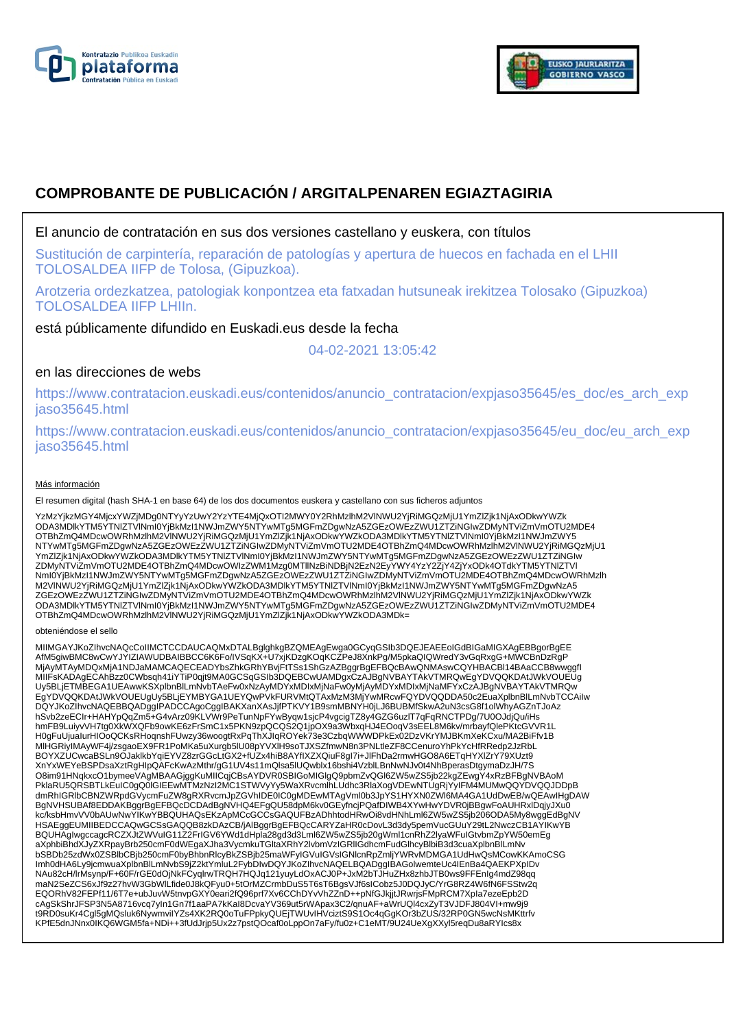# COMPROBANTE DE PUBLICACIÓN / ARGITALPENAREN EGIAZTAGIRIA

El anuncio de contratación en sus dos versiones castellano y euskera, con títulos

Sustitución de carpintería, reparación de patologías y apertura de huecos en fachada en el LHII TOLOSALDEA IIFP de Tolosa, (Gipuzkoa).

Arotzeria ordezkatzea, patologiak konpontzea eta fatxadan hutsuneak irekitzea Tolosako (Gipuzkoa) TOLOSALDEA IIFP LHIIn.

está públicamente difundido en Euskadi.eus desde la fecha

04-02-2021 13:05:42

en las direcciones de webs

https://www.contratacion.euskadi.eus/contenidos/anuncio_contratacion/expjaso35645/es_doc/es_arch_expjaso35645.html

https://www.contratacion.euskadi.eus/contenidos/anuncio_contratacion/expjaso35645/eu_doc/eu_arch_expjaso35645.html

Más información

El resumen digital (hash SHA-1 en base 64) de los dos documentos euskera y castellano con sus ficheros adjuntos

YzMzYjkzMGY4MjcxYWZjMDg0NTYyYzUwY2YzYTE4MjQxOTI2MWY0Y2RhMzlhM2VlNWU2YjRiMGQzMjU1YmZlZjk1NjAxODkwYWZkODA3MDlkYTM5YTNlZTVlNmI0YjBkMzI1NWJmZWY5NTYwMTg5MGFmZDgwNzA5ZGEzOWEzZWU1ZTZiNGIwZDMyNTViZmVmOTU2MDE4OTBhZmQ4MDcwOWRhMzlhM2VlNWU2YjRiMGQzMjU1YmZlZjk1NjAxODkwYWZkODA3MDlkYTM5YTNlZTVlNmI0YjBkMzI1NWJmZWY5NTYwMTg5MGFmZDgwNzA5ZGEzOWEzZWU1ZTZiNGIwZDMyNTViZmVmOTU2MDE4OTBhZmQ4MDcwOWRhMzlhM2VlNWU2YjRiMGQzMjU1YmZlZjk1NjAxODkwYWZkODA3MDlkYTM5YTNlZTVlNmI0YjBkMzI1NWJmZWY5NTYwMTg5MGFmZDgwNzA5ZGEzOWEzZWU1ZTZiNGIwZDMyNTViZmVmOTU2MDE4OTBhZmQ4MDcwOWIzZWM1Mzg0MTllNzBiNDBjN2EzN2EyYWY4YzY2ZjY4ZjYxODk4OTdkYTM5YTNlZTVlNmI0YjBkMzI1NWJmZWY5NTYwMTg5MGFmZDgwNzA5ZGEzOWEzZWU1ZTZiNGIwZDMyNTViZmVmOTU2MDE4OTBhZmQ4MDcwOWRhMzlhM2VlNWU2YjRiMGQzMjU1YmZlZjk1NjAxODkwYWZkODA3MDlkYTM5YTNlZTVlNmI0YjBkMzI1NWJmZWY5NTYwMTg5MGFmZDgwNzA5ZGEzOWEzZWU1ZTZiNGIwZDMyNTViZmVmOTU2MDE4OTBhZmQ4MDcwOWRhMzlhM2VlNWU2YjRiMGQzMjU1YmZlZjk1NjAxODkwYWZkODA3MDlkYTM5YTNlZTVlNmI0YjBkMzI1NWJmZWY5NTYwMTg5MGFmZDgwNzA5ZGEzOWEzZWU1ZTZiNGIwZDMyNTViZmVmOTU2MDE4OTBhZmQ4MDcwOWRhMzlhM2VlNWU2YjRiMGQzMjU1YmZlZjk1NjAxODkwYWZkODA3MDk=

obteniéndose el sello

MIIMGAYJKoZIhvcNAQcCoIIMCTCCDAUCAQMxDTALBglghkgBZQMEAgEwga0GCyqGSIb3DQEJEAEEoIGdBIGaMIGXAgEBBgorBgEEAfM5giwBMC8wCwYJYIZIAWUDBAIBBCC6K6Fo/lVSqKX+U7xjKDzgKOqKCZPeJ8XnkPg/M5pkaQIQWredY3vGqRxgG+MWCBnDzRgPMjAyMTAyMDQxMjA1NDJaMAMCAQECEADYbsZhkGRhYBvjFtTSs1ShGzAZBggrBgEFBQcBAwQNMAswCQYHBACBl14BAaCCB8wwggflMIIFsKADAgECAhBzz0CWbsqh41iYTiP0qjt9MA0GCSqGSIb3DQEBCwUAMDgxCzAJBgNVBAYTAkVTMRQwEgYDVQQKDAtJWkVOUEUgUy5BLjETMBEGA1UEAwwKSXplbnBlLmNvbTAeFw0xNzAyMDYxMDIxMjNaFw0yMjAyMDYxMDIxMjNaMFYxCzAJBgNVBAYTAkVTMRQwEgYDVQQKDAtJWkVOUEUgUy5BLjEYMBYGA1UEYQwPVkFURVMtQTAxMzM3MjYwMRcwFQYDVQQDDA50c2EuaXplbnBlLmNvbTCCAiIwDQYJKoZIhvcNAQEBBQADggIPADCCAgoCggIBAKXanXAsJjfPTKVY1B9smMBNYH0jLJ6BUBMfSkwA2uN3csG8f1olWhyAGZnTJoAzhSvb2zeECIr+HAHYpQqZm5+G4vArz09KLVWr9PeTunNpFYwByqw1sjcP4vgcigTZ8y4GZG6uzlT7qFqRNCTPDg/7U0OJdjQu/iHshmFB9LuiyvVH7tg0XkWXQFb9owKE6zFrSmC1x5PKN9zpQCQS2Q1jpOX9a3WbxqHJ4EOoqV3sEEL8M6kv/mrbayfQlePKtcGVVR1LH0gFuUjualurHIOoQCKsRHoqnshFUwzy36woogtRxPqThXJlqROYek73e3CzbqWWWDPkEx02DzVKrYMJBKmXeKCxu/MA2BiFfv1BMIHGRiylMAyWF4j/zsgaoEX9FR1PoMKa5uXurgb5lU08pYVXlH9soTJXSZfmwN8n3PNLtleZF8CCenuroYhPkYcHfRRedp2JzRbLBOYXZUCwcaBSLn9OJaklkbYqiEYVZ8zrGGcLtGX2+fUZx4hiB8AYfIXZXQiuF8gl7i+JlFhDa2rmwHGO8A6ETqHYXlZrY79XUzt9XnYxWEYeBSPDsaXztRgHIpQAFcKwAzMthr/gG1UV4s11mQlsa5lUQwblx16bshi4VzblLBnNwNJv0t4NhBperasDtgymaDzJH/7SO8im91HNqkxcO1bymeeVAgMBAAGjggKuMIICqjCBsAYDVR0SBIGoMIGlgQ9pbmZvQGl6ZW5wZS5jb22kgZEwgY4xRzBFBgNVBAoMPklaRU5QRSBTLkEuIC0gQ0lGIEEwMTMzNzI2MC1STWVyYy5WaXRvcmlhLUdhc3RlaXogVDEwNTUgRjYyIFM4MUMwQQYDVQQJDDpBdmRhIGRlbCBNZWRpdGVycmFuZW8gRXRvcmJpZGVhIDE0IC0gMDEwMTAgVml0b3JpYS1HYXN0ZWl6MA4GA1UdDwEB/wQEAwIHgDAWBgNVHSUBAf8EDDAKBggrBgEFBQcDCDAdBgNVHQ4EFgQU58dpM6kv0GEyfncjPQafDIWB4XYwHwYDVR0jBBgwFoAUHRxlDqjyJXu0kc/ksbHmvVV0bAUwNwYIKwYBBQUHAQsEKzApMCcGCCsGAQUFBzADhhtodHRwOi8vdHNhLml6ZW5wZS5jb206ODA5My8wggEdBgNVHSAEggEUMIIBEDCCAQwGCSsGAQQB8zkDAzCB/jAlBggrBgEFBQcCARYZaHR0cDovL3d3dy5pemVucGUuY29tL2NwczCB1AYIKwYBBQUHAgIwgccagcRCZXJtZWVuIG11Z2FrIGV6YWd1dHpla28gd3d3Lml6ZW5wZS5jb20gWml1cnRhZ2lyaWFulGtvbmZpYW50emEgaXphbiBhdXJyZXRpayBrb250cmF0dWEgaXJha3VycmkuTGltaXRhY2lvbmVzIGRlIGdhcmFudGlhcyBlbiB3d3cuaXplbnBlLmNvbSBDb25zdWx0ZSBlbCBjb250cmF0byBhbnRlcyBkZSBjb25maWFyIGVuIGVsIGNlcnRpZmljYWRvMDMGA1UdHwQsMCowKKAmoCSGImh0dHA6Ly9jcmwuaXplbnBlLmNvbS9jZ2ktYmluL2FybDIwDQYJKoZIhvcNAQELBQADggIBAGolwemteUc4lEnBa4QAEKPXpIDvNAu82cH/lrMsynp/F+60F/rGE0dOjNkFCyqlrwTRQH7HQJq121yuyLdOxACJ0P+JxM2bTJHuZHx8zhbJTB0ws9FFEnlg4mdZ98qqmaN2SeZCS6xJf9z27hvW3GbWlLfide0J8kQFyu0+5tOrMZCrmbDuS5T6sT6BgsVJf6slCobz5J0DQJyC/YrG8RZ4W6fN6FSStw2qEQORhV82FEPf11/6T7e+ubJuvW5tnvpGXY0eari2fQ96prf7Xv6CChDYvVhZZnD++pNfGJkjjtJRwrjsFMpRCM7Xpla7ezeEpb2DcAgSkShrJFSP3N5A8716vcq7yln1Gn7f1aaPA7kKal8DcvaYV369ut5rWApax3C2/qnuAF+aWrUQl4cxZyT3VJDFJ804VI+mw9j9t9RD0suKr4Cgl5gMQsluk6NywmvilYZs4XK2RQ0oTuFPpkyQUEjTWUvIHVciztS9S1Oc4qGgKOr3bZUS/32RP0GN5wcNsMKttrfvKPfE5dnJNnx0IKQ6WGM5fa+NDi++3UdJrjp5Ux2z7pstQOcaf0oLppOn7aFy/fu0z+C1eMT/9U24UeXgXXyl5reqDu8aRYIcs8x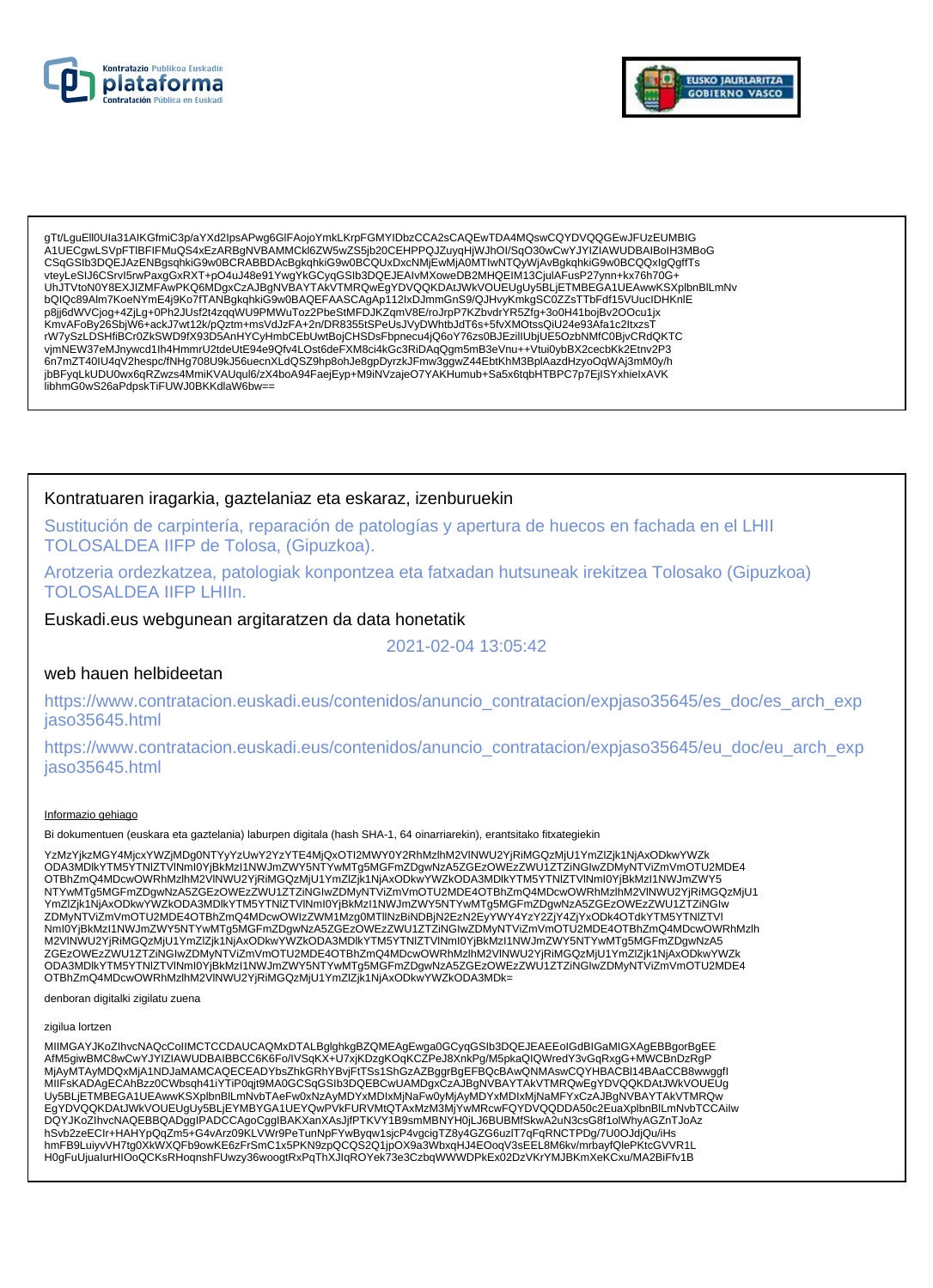gTt/LguEll0UIa31AIKGfmiC3p/aYXd2IpsAPwg6GlFAojoYmkLKrpFGMYIDbzCCA2sCAQEwTDA4MQswCQYDVQQGEwJFUzEUMBIG
A1UECgwLSVpFTlBFIFMuQS4xEzARBgNVBAMMCkl6ZW5wZS5jb20CEHPPQJZuyqHjWJhOI/SqO30wCwYJYIZIAWUDBAIBoIH3MBoG
CSqGSIb3DQEJAzENBgsqhkiG9w0BCRABBDAcBgkqhkiG9w0BCQUxDxcNMjEwMjA0MTIwNTQyWjAvBgkqhkiG9w0BCQQxIgQgffTs
vteyLeSIJ6CSrvI5rwPaxgGxRXT+pO4uJ48e91YwgYkGCyqGSIb3DQEJEAIvMXoweDB2MHQEIM13CjulAFusP27ynn+kx76h70G+
UhJTVtoN0Y8EXJIZMFAwPKQ6MDgxCzAJBgNVBAYTAkVTMRQwEgYDVQQKDAtJWkVOUEUgUy5BLjETMBEGA1UEAwwKSXplbnBlLmNv
bQIQc89Alm7KoeNYmE4j9Ko7fTANBgkqhkiG9w0BAQEFAASCAgAp112IxDJmmGnS9/QJHvyKmkgSC0ZZsTTbFdf15VUucIDHKnlE
p8jj6dWVCjog+4ZjLg+0Ph2JUsf2t4zqqWU9PMWuToz2PbeStMFDJKZqmV8E/roJrpP7KZbvdrYR5Zfg+3o0H41bojBv2OOcu1jx
KmvAFoBy26SbjW6+ackJ7wt12k/pQztm+msVdJzFA+2n/DR8355tSPeUsJVyDWhtbJdT6s+5fvXMOtssQiU24e93Afa1c2ltxzsT
rW7ySzLDSHfiBCr0ZkSWD9fX93D5AnHYCyHmbCEbUwtBojCHSDsFbpnecu4jQ6oY76zs0BJEzillUbjUE5OzbNMfC0BjvCRdQKTC
vjmNEW37eMJnywcd1lh4HmmrU2tdeUtE94e9Qfv4LOst6deFXM8ci4kGc3RiDAqQgm5mB3eVnu++Vtui0ybBX2cecbKk2Etnv2P3
6n7mZT40IU4qV2hespc/fNHg708U9kJ56uecnXLdQSZ9hp8ohJe8gpDyrzkJFmw3ggwZ44EbtKhM3BplAazdHzyoOqWAj3mM0y/h
jbBFyqLkUDU0wx6qRZwzs4MmiKVAUqul6/zX4boA94FaejEyp+M9iNVzajeO7YAKHumub+Sa5x6tqbHTBPC7p7EjISYxhielxAVK
libhmG0wS26aPdpskTiFUWJ0BKKdlaW6bw==

## Kontratuaren iragarkia, gaztelaniaz eta eskaraz, izenburuekin

Sustitución de carpintería, reparación de patologías y apertura de huecos en fachada en el LHII TOLOSALDEA IIFP de Tolosa, (Gipuzkoa).

Arotzeria ordezkatzea, patologiak konpontzea eta fatxadan hutsuneak irekitzea Tolosako (Gipuzkoa) TOLOSALDEA IIFP LHIIn.

## Euskadi.eus webgunean argitaratzen da data honetatik

2021-02-04 13:05:42

## web hauen helbideetan

https://www.contratacion.euskadi.eus/contenidos/anuncio_contratacion/expjaso35645/es_doc/es_arch_expjaso35645.html

https://www.contratacion.euskadi.eus/contenidos/anuncio_contratacion/expjaso35645/eu_doc/eu_arch_expjaso35645.html

Informazio gehiago

Bi dokumentuen (euskara eta gaztelania) laburpen digitala (hash SHA-1, 64 oinarriarekin), erantsitako fitxategiekin

YzMzYjkzMGY4MjcxYWZjMDg0NTYyYzUwY2YzYTE4MjQxOTI2MWY0Y2RhMzlhM2VlNWU2YjRiMGQzMjU1YmZlZjk1NjAxODkwYWZk
ODA3MDlkYTM5YTNlZTVlNmI0YjBkMzI1NWJmZWY5NTYwMTg5MGFmZDgwNzA5ZGEzOWEzZWU1ZTZiNGIwZDMyNTViZmVmOTU2MDE4
OTBhZmQ4MDcwOWRhMzlhM2VlNWU2YjRiMGQzMjU1YmZlZjk1NjAxODkwYWZkODA3MDlkYTM5YTNlZTVlNmI0YjBkMzI1NWJmZWY5
NTYwMTg5MGFmZDgwNzA5ZGEzOWEzZWU1ZTZiNGIwZDMyNTViZmVmOTU2MDE4OTBhZmQ4MDcwOWRhMzlhM2VlNWU2YjRiMGQzMjU1
YmZlZjk1NjAxODkwYWZkODA3MDlkYTM5YTNlZTVlNmI0YjBkMzI1NWJmZWY5NTYwMTg5MGFmZDgwNzA5ZGEzOWEzZWU1ZTZiNGIw
ZDMyNTViZmVmOTU2MDE4OTBhZmQ4MDcwOWIzZWM1Mzg0MTllNzBiNDBjN2EzN2EyYWY4YzY2ZjY4ZjYxODk4OTdkYTM5YTNlZTVl
NmI0YjBkMzI1NWJmZWY5NTYwMTg5MGFmZDgwNzA5ZGEzOWEzZWU1ZTZiNGIwZDMyNTViZmVmOTU2MDE4OTBhZmQ4MDcwOWRhMzlh
M2VlNWU2YjRiMGQzMjU1YmZlZjk1NjAxODkwYWZkODA3MDlkYTM5YTNlZTVlNmI0YjBkMzI1NWJmZWY5NTYwMTg5MGFmZDgwNzA5
ZGEzOWEzZWU1ZTZiNGIwZDMyNTViZmVmOTU2MDE4OTBhZmQ4MDcwOWRhMzlhM2VlNWU2YjRiMGQzMjU1YmZlZjk1NjAxODkwYWZk
ODA3MDlkYTM5YTNlZTVlNmI0YjBkMzI1NWJmZWY5NTYwMTg5MGFmZDgwNzA5ZGEzOWEzZWU1ZTZiNGIwZDMyNTViZmVmOTU2MDE4
OTBhZmQ4MDcwOWRhMzlhM2VlNWU2YjRiMGQzMjU1YmZlZjk1NjAxODkwYWZkODA3MDk=

denboran digitalki zigilatu zuena

zigilua lortzen

MIIMGAYJKoZIhvcNAQcCoIIMCTCCDAUCAQMxDTALBglghkgBZQMEAgEwga0GCyqGSIb3DQEJEAEEoIGdBIGaMIGXAgEBBgorBgEE
AfM5giwBMC8wCwYJYIZIAWUDBAIBBCC6K6Fo/lVSqKX+U7xjKDzgKOqKCZPeJ8XnkPg/M5pkaQIQWredY3vGqRxgG+MWCBnDzRgP
MjAyMTAyMDQxMjA1NDJaMAMCAQECEADYbsZhkGRhYBvjFtTSs1ShGzAZBggrBgEFBQcBAwQNMAswCQYHBACBl14BAaCCB8wwggfI
MIIFsKADAgECAhBzz0CWbsqh41iYTiP0qjt9MA0GCSqGSIb3DQEBCwUAMDgxCzAJBgNVBAYTAkVTMRQwEgYDVQQKDAtJWkVOUEUg
Uy5BLjETMBEGA1UEAwwKSXplbnBlLmNvbTAeFw0xNzAyMDYxMDIxMjNaFw0yMjAyMDYxMDIxMjNaMFYxCzAJBgNVBAYTAkVTMRQw
EgYDVQQKDAtJWkVOUEUgUy5BLjEYMBYGA1UEYQwPVkFURVMtQTAxMzM3MjYwMRcwFQYDVQQDDA50c2EuaXplbnBlLmNvbTCCAiIw
DQYJKoZIhvcNAQEBBQADggIPADCCAgoCggIBAKXanXAsJjfPTKVY1B9smMBNYH0jLJ6BUBMfSkwA2uN3csG8f1olWhyAGZnTJoAz
hSvb2zeECIr+HAHYpQqZm5+G4vArz09KLVWr9PeTunNpFYwByqw1sjcP4vgcigTZ8y4GZG6uzlT7qFqRNCTPDg/7U0OJdjQu/iHs
hmFB9LuiyvVH7tg0XkWXQFb9owKE6zFrSmC1x5PKN9zpQCQS2Q1jpOX9a3WbxqHJ4EOoqV3sEEL8M6kv/mrbayfQlePKtcGVVR1L
H0gFuUjualurHIOoQCKsRHoqnshFUwzy36woogtRxPqThXJlqROYek73e3CzbqWWWDPkEx02DzVKrYMJBKmXeKCxu/MA2BiFfv1B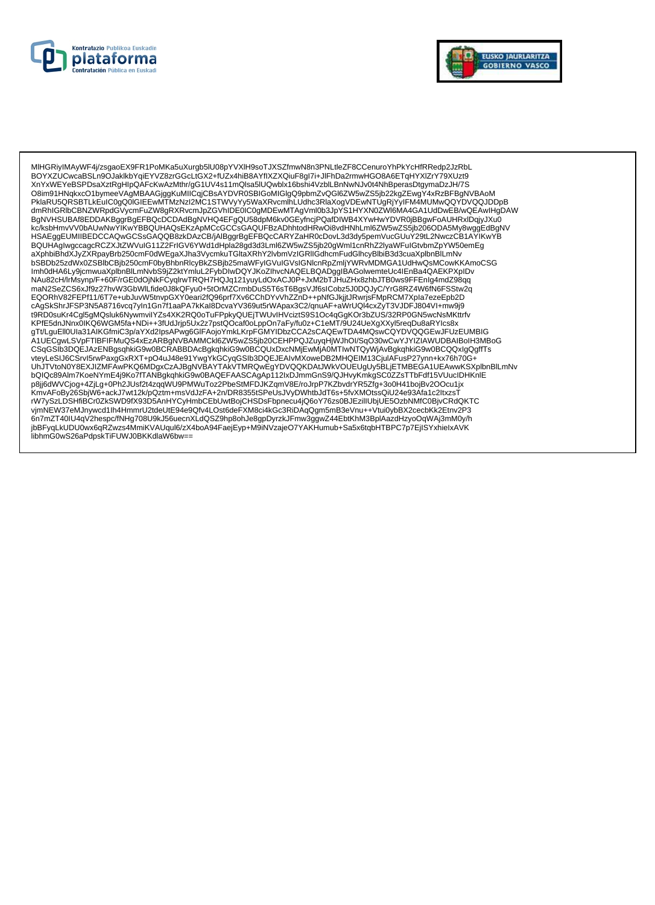```
MIHGRiyIMAyWF4j/zsgaoEX9FR1PoMKa5uXurgb5lU08pYVXlH9soTJXSZfmwN8n3PNLtleZF8CCenuroYhPkYcHfRRedp2JzRbL
BOYXZUCwcaBSLn9OJaklkbYqiEYVZ8zrGGcLtGX2+fUZx4hiB8AYfIXZXQiuF8gl7i+JlFhDa2rmwHGO8A6ETqHYXlZrY79XUzt9
XnYxWEYeBSPDsaXztRgHIpQAFcKwAzMthr/gG1UV4s11mQlsa5lUQwblx16bshi4VzblLBnNwNJv0t4NhBperasDtgymaDzJH/7S
O8im91HNqkxcO1bymeeVAgMBAAGjggKuMIICqjCBsAYDVR0SBIGoMIGlgQ9pbmZvQGl6ZW5wZS5jb22kgZEwgY4xRzBFBgNVBAoM
PklaRU5QRSBTLkEuIC0gQ0lGIEEwMTMzNzl2MC1STWVyYy5WaXRvcmlhLUdhc3RlaXogVDEwNTUgRjYyIFM4MUMwQQYDVQQJDDpB
dmRhIGRlbCBNZWRpdGVycmFuZW8gRXRvcmJpZGVhIDE0IC0gMDEwMTAgVml0b3JpYS1HYXN0ZWl6MA4GA1UdDwEB/wQEAwIHgDAW
BgNVHSUBAf8EDDAKBggrBgEFBQcDCDAdBgNVHQ4EFgQU58dpM6kv0GEyfncjPQafDIWB4XYwHwYDVR0jBBgwFoAUHRxlDqjyJXu0
kc/ksbHmvVV0bAUwNwYIKwYBBQUHAQsEKzApMCcGCCsGAQUFBzADhhtodHRwOi8vdHNhLml6ZW5wZS5jb206ODA5My8wggEdBgNV
HSAEggEUMIIBEDCCAQwGCSsGAQQB8zkDAzCB/jAlBggrBgEFBQcCARYZaHR0cDovL3d3dy5pemVucGUuY29tL2NwczCB1AYIKwYB
BQUHAgIwgccagcRCZXJtZWVuIG11Z2FrIGV6YWd1dHpla28gd3d3Lml6ZW5wZS5jb20gWmI1cnRhZ2lyaWFuIGtvbmZpYW50emEg
aXphbiBhdXJyZXRpayBrb250cmF0dWEgaXJha3VycmkuTGltaXRhY2lvbmVzIGRlIGdhcmFudGlhcyBlbiB3d3cuaXplbnBlLmNv
bSBDb25zdWx0ZSBlbCBjb250cmF0byBhbnRlcyBkZSBjb25maWFyIGVuIGVsIGNlcnRpZmljYWRvMDMGA1UdHwQsMCowKKAmoCSG
Imh0dHA6Ly9jcmwuaXplbnBlLmNvbS9jZ2ktYmluL2FybDIwDQYJKoZIhvcNAQELBQADggIBAGolwemteUc4IEnBa4QAEKPXpIDv
NAu82cH/lrMsynp/F+60F/rGE0dOjNkFCyqlrwTRQH7HQJq121yuyLdOxACJ0P+JxM2bTJHuZHx8zhbJTB0ws9FFEnIg4mdZ98qq
maN2SeZCS6xJf9z27hvW3GbWlLfide0J8kQFyu0+5tOrMZCrmbDuS5T6sT6BgsVJf6sICobz5J0DQJyC/YrG8RZ4W6fN6FSStw2q
EQORhV82FEPf11/6T7e+ubJuvW5tnvpGXY0eari2fQ96prf7Xv6CChDYvVhZZnD++pNfGJkjjtJRwrjsFMpRCM7XpIa7ezeEpb2D
cAgSkShrJFSP3N5A8716vcq7yIn1Gn7f1aaPA7kKal8DcvaYV369ut5rWApax3C2/qnuAF+aWrUQl4cxZyT3VJDFJ804VI+mw9j9
t9RD0suKr4Cgl5gMQsluk6NywmvilYZs4XK2RQ0oTuFPpkyQUEjTWUvIHVciztS9S1Oc4qGgKOr3bZUS/32RP0GN5wcNsMKttrfv
KPfE5dnJNnx0IKQ6WGM5fa+NDi++3fUdJrjp5Ux2z7pstQOcaf0oLppOn7aFy/fu0z+C1eMT/9U24UeXgXXyl5reqDu8aRYIcs8x
gTt/LguEll0UIa31AIKGfmiC3p/aYXd2IpsAPwg6GlFAojoYmkLKrpFGMYIDbzCCA2sCAQEwTDA4MQswCQYDVQQGEwJFUzEUMBIG
A1UECgwLSVpFTlBFIFMuQS4xEzARBgNVBAMMCkl6ZW5wZS5jb20CEHPPQJZuyqHjWJhOI/SqO30wCwYJYIZIAWUDBAIBoIH3MBoG
CSqGSIb3DQEJAzENBgsqhkiG9w0BCRABBDAcBgkqhkiG9w0BCQUxDxcNMjEwMjA0MTIwNTQyWjAvBgkqhkiG9w0BCQQxIgQgffTs
vteyLeSIJ6CSrvI5rwPaxgGxRXT+pO4uJ48e91YwgYkGCyqGSIb3DQEJEAIvMXoweDB2MHQEIM13CjulAFusP27ynn+kx76h70G+
UhJTVtoN0Y8EXJIZMFAwPKQ6MDgxCzAJBgNVBAYTAkVTMRQwEgYDVQQKDAtJWkVOUEUgUy5BLjETMBEGA1UEAwwKSXplbnBlLmNv
bQIQc89Alm7KoeNYmE4j9Ko7fTANBgkqhkiG9w0BAQEFAASCAgAp112lxDJmmGnS9/QJHvyKmkgSC0ZZsTTbFdf15VUucIDHKnlE
p8jj6dWVCjog+4ZjLg+0Ph2JUsf2t4zqqWU9PMWuToz2PbeStMFDJKZqmV8E/roJrpP7KZbvdrYR5Zfg+3o0H41bojBv2OOcu1jx
KmvAFoBy26SbjW6+ackJ7wt12k/pQztm+msVdJzFA+2n/DR8355tSPeUsJVyDWhtbJdT6s+5fvXMOtssQiU24e93Afa1c2ItxzsT
rW7ySzLDSHfiBCr0ZkSWD9fX93D5AnHYCyHmbCEbUwtBojCHSDsFbpnecu4jQ6oY76zs0BJEzilIUbjUE5OzbNMfC0BjvCRdQKTC
vjmNEW37eMJnywcd1Ih4HmmrU2tdeUtE94e9Qfv4LOst6deFXM8ci4kGc3RiDAqQgm5mB3eVnu++Vtui0ybBX2cecbKk2Etnv2P3
6n7mZT40IU4qV2hespc/fNHg708U9kJ56uecnXLdQSZ9hp8ohJe8gpDyrzkJFmw3ggwZ44EbtKhM3BplAazdHzyoOqWAj3mM0y/h
jbBFyqLkUDU0wx6qRZwzs4MmiKVAUqul6/zX4boA94FaejEyp+M9iNVzajeO7YAKHumub+Sa5x6tqbHTBPC7p7EjISYxhieIxAVK
libhmG0wS26aPdpskTiFUWJ0BKKdlaW6bw==
```